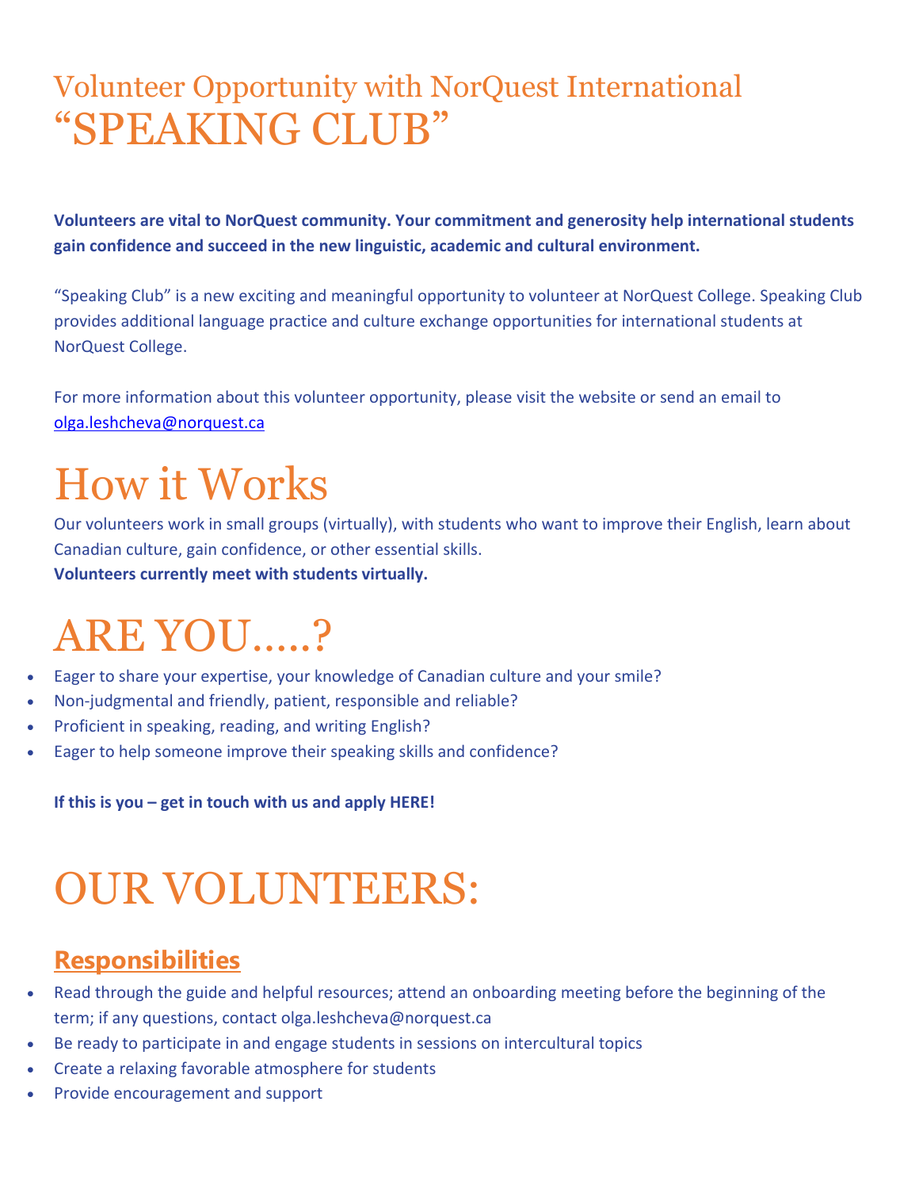# Volunteer Opportunity with NorQuest International "SPEAKING CLUB"

**Volunteers are vital to NorQuest community. Your commitment and generosity help international students gain confidence and succeed in the new linguistic, academic and cultural environment.**

"Speaking Club" is a new exciting and meaningful opportunity to volunteer at NorQuest College. Speaking Club provides additional language practice and culture exchange opportunities for international students at NorQuest College.

For more information about this volunteer opportunity, please visit the website or send an email to olga.leshcheva@norquest.ca

# How it Works

Our volunteers work in small groups (virtually), with students who want to improve their English, learn about Canadian culture, gain confidence, or other essential skills.
**Volunteers currently meet with students virtually.**

# ARE YOU.....?

- Eager to share your expertise, your knowledge of Canadian culture and your smile?
- Non-judgmental and friendly, patient, responsible and reliable?
- Proficient in speaking, reading, and writing English?
- Eager to help someone improve their speaking skills and confidence?

**If this is you – get in touch with us and apply HERE!**

# OUR VOLUNTEERS:

## Responsibilities

- Read through the guide and helpful resources; attend an onboarding meeting before the beginning of the term; if any questions, contact olga.leshcheva@norquest.ca
- Be ready to participate in and engage students in sessions on intercultural topics
- Create a relaxing favorable atmosphere for students
- Provide encouragement and support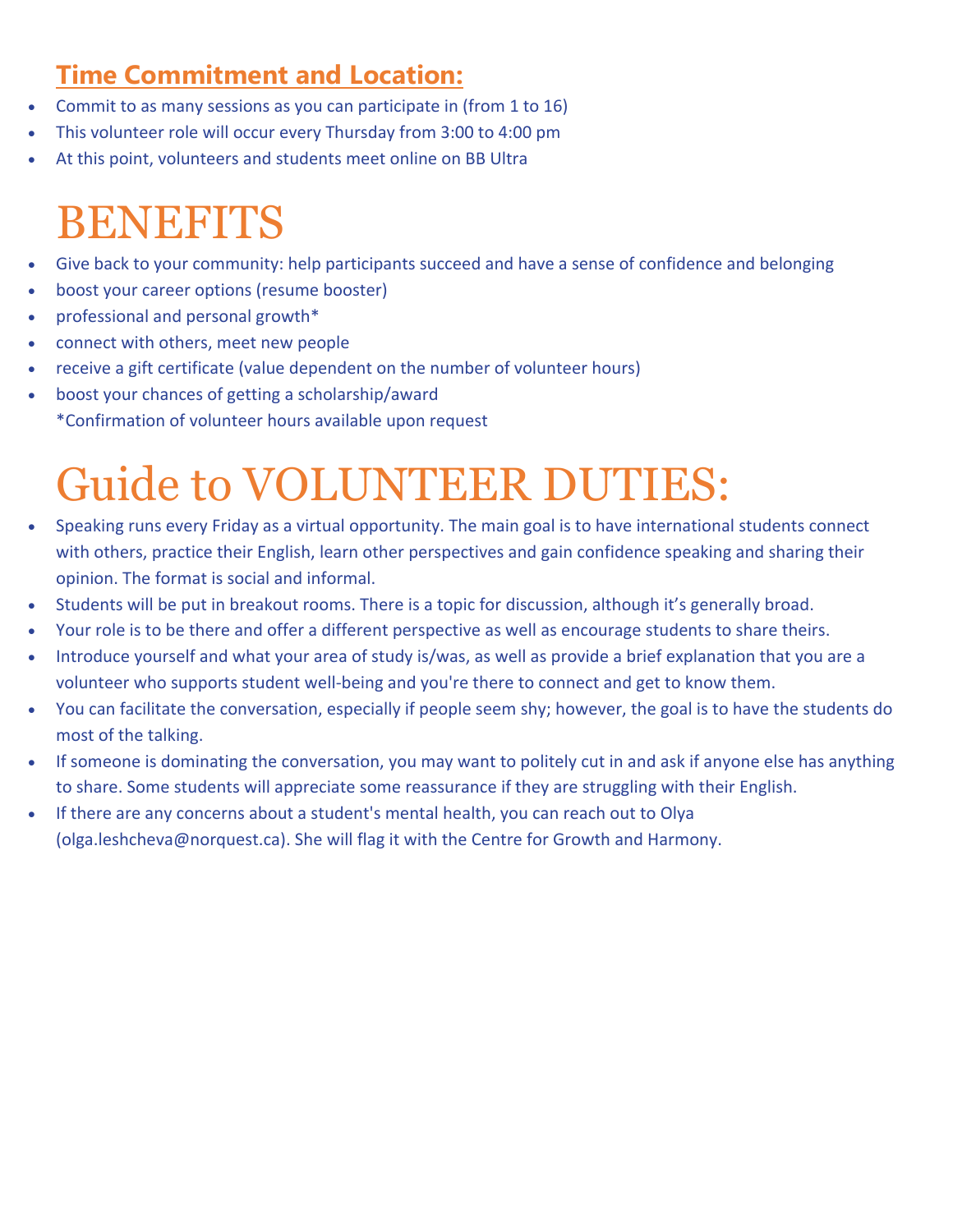## Time Commitment and Location:

- Commit to as many sessions as you can participate in (from 1 to 16)
- This volunteer role will occur every Thursday from 3:00 to 4:00 pm
- At this point, volunteers and students meet online on BB Ultra

# BENEFITS

- Give back to your community: help participants succeed and have a sense of confidence and belonging
- boost your career options (resume booster)
- professional and personal growth*
- connect with others, meet new people
- receive a gift certificate (value dependent on the number of volunteer hours)
- boost your chances of getting a scholarship/award
  *Confirmation of volunteer hours available upon request

# Guide to VOLUNTEER DUTIES:

- Speaking runs every Friday as a virtual opportunity. The main goal is to have international students connect with others, practice their English, learn other perspectives and gain confidence speaking and sharing their opinion. The format is social and informal.
- Students will be put in breakout rooms. There is a topic for discussion, although it's generally broad.
- Your role is to be there and offer a different perspective as well as encourage students to share theirs.
- Introduce yourself and what your area of study is/was, as well as provide a brief explanation that you are a volunteer who supports student well-being and you're there to connect and get to know them.
- You can facilitate the conversation, especially if people seem shy; however, the goal is to have the students do most of the talking.
- If someone is dominating the conversation, you may want to politely cut in and ask if anyone else has anything to share. Some students will appreciate some reassurance if they are struggling with their English.
- If there are any concerns about a student's mental health, you can reach out to Olya (olga.leshcheva@norquest.ca). She will flag it with the Centre for Growth and Harmony.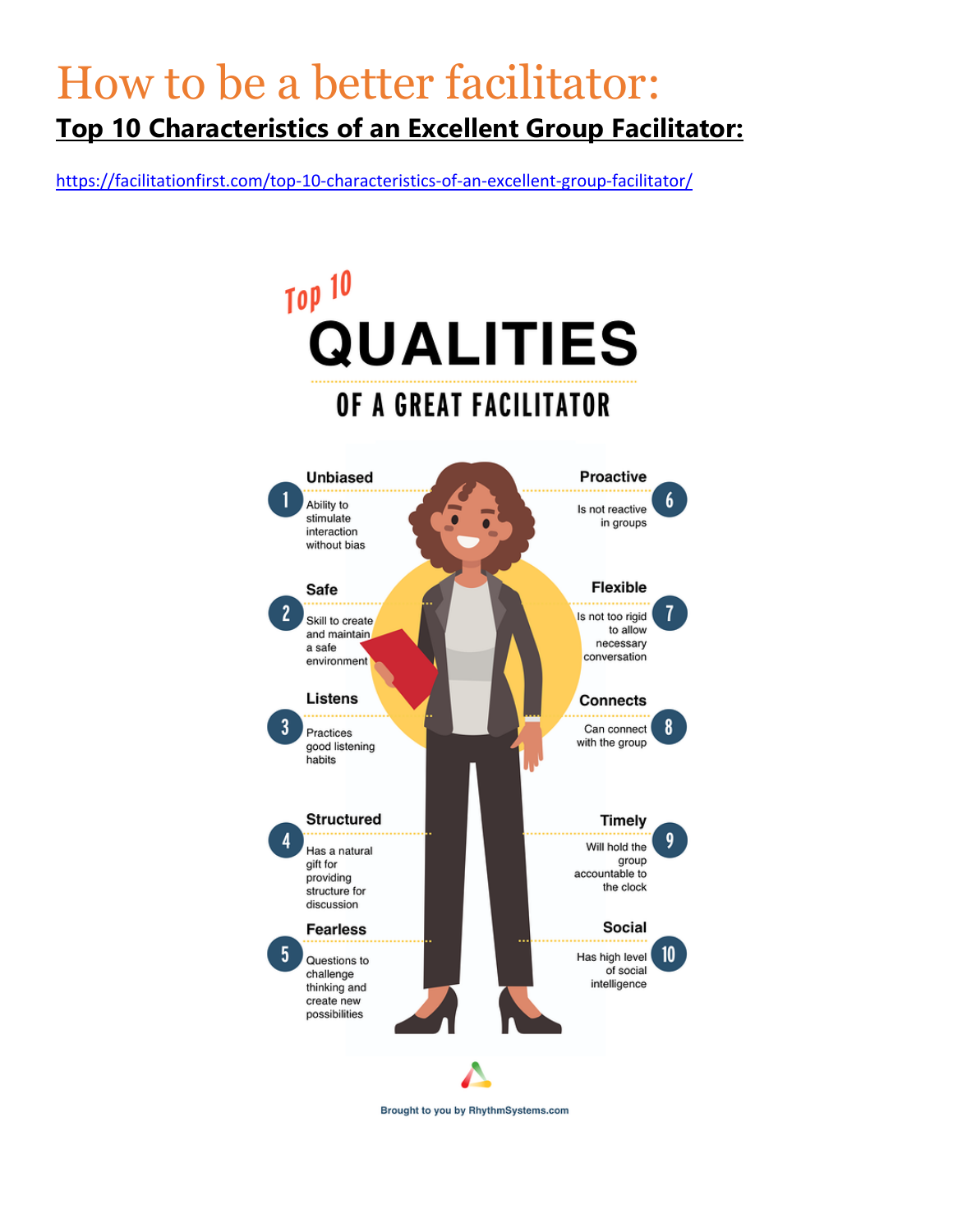# How to be a better facilitator:

## **Top 10 Characteristics of an Excellent Group Facilitator:**

https://facilitationfirst.com/top-10-characteristics-of-an-excellent-group-facilitator/

Top 10

# QUALITIES

## OF A GREAT FACILITATOR

1. **Unbiased** – Ability to stimulate interaction without bias
2. **Safe** – Skill to create and maintain a safe environment
3. **Listens** – Practices good listening habits
4. **Structured** – Has a natural gift for providing structure for discussion
5. **Fearless** – Questions to challenge thinking and create new possibilities
6. **Proactive** – Is not reactive in groups
7. **Flexible** – Is not too rigid to allow necessary conversation
8. **Connects** – Can connect with the group
9. **Timely** – Will hold the group accountable to the clock
10. **Social** – Has high level of social intelligence

Brought to you by RhythmSystems.com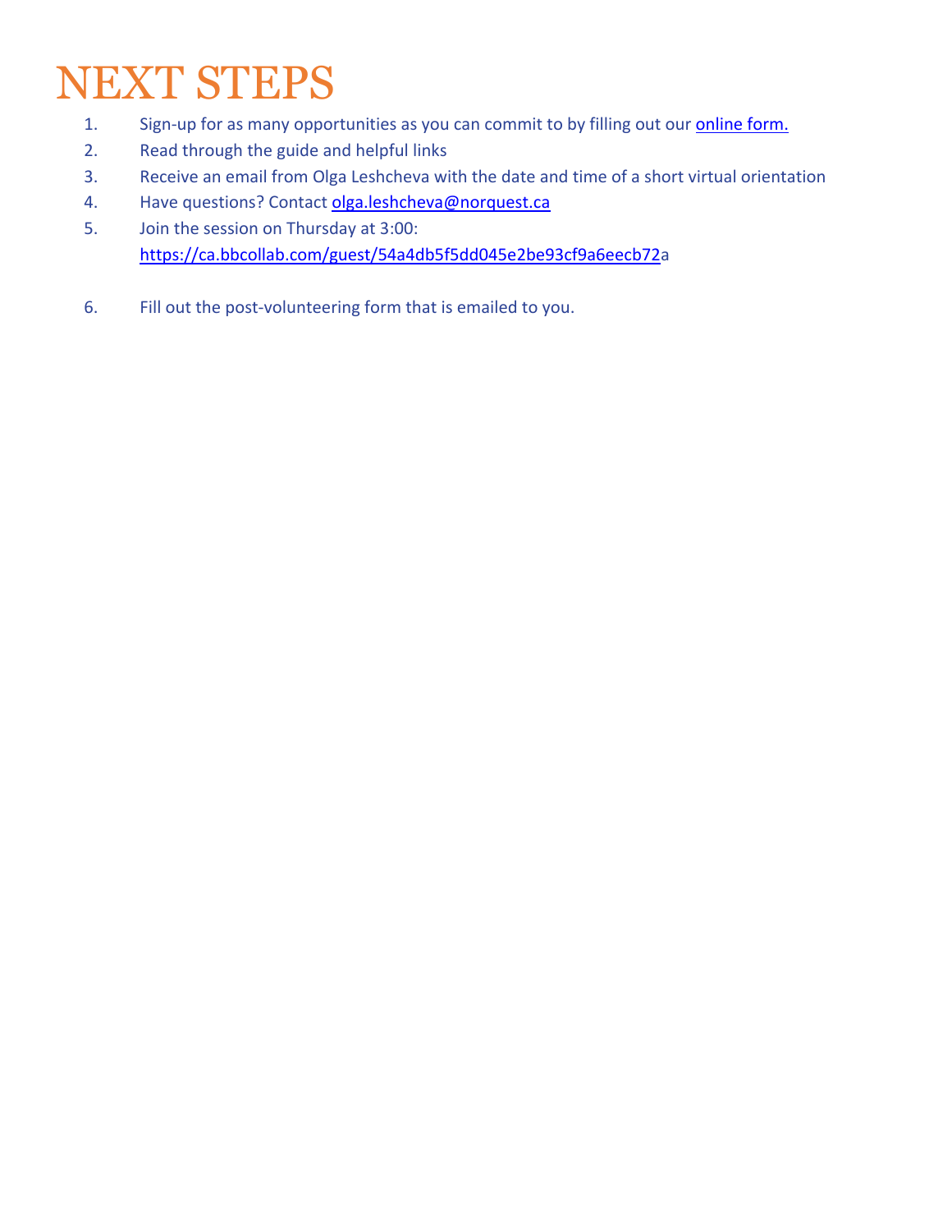# NEXT STEPS

1. Sign-up for as many opportunities as you can commit to by filling out our online form.
2. Read through the guide and helpful links
3. Receive an email from Olga Leshcheva with the date and time of a short virtual orientation
4. Have questions? Contact olga.leshcheva@norquest.ca
5. Join the session on Thursday at 3:00: https://ca.bbcollab.com/guest/54a4db5f5dd045e2be93cf9a6eecb72a
6. Fill out the post-volunteering form that is emailed to you.